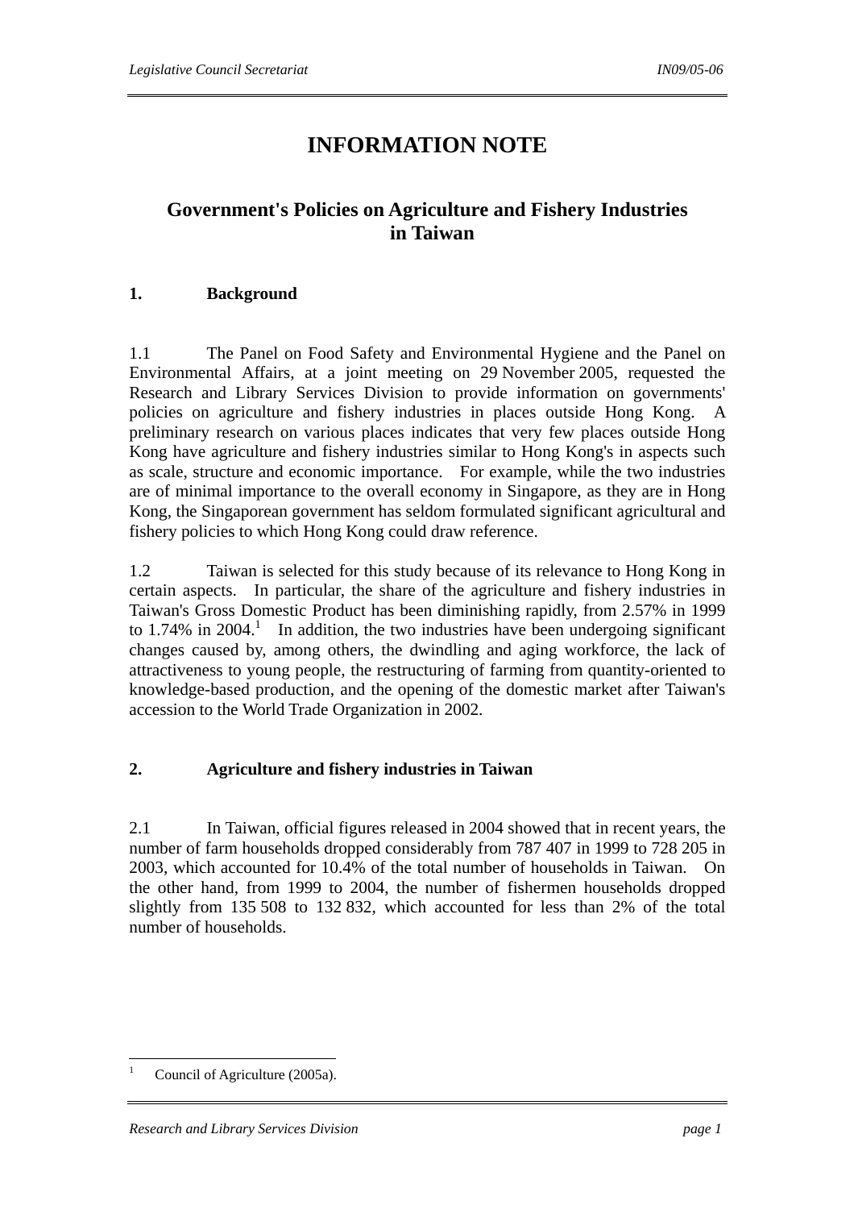# INFORMATION NOTE

## Government's Policies on Agriculture and Fishery Industries in Taiwan

### 1. Background

1.1 The Panel on Food Safety and Environmental Hygiene and the Panel on Environmental Affairs, at a joint meeting on 29 November 2005, requested the Research and Library Services Division to provide information on governments' policies on agriculture and fishery industries in places outside Hong Kong. A preliminary research on various places indicates that very few places outside Hong Kong have agriculture and fishery industries similar to Hong Kong's in aspects such as scale, structure and economic importance. For example, while the two industries are of minimal importance to the overall economy in Singapore, as they are in Hong Kong, the Singaporean government has seldom formulated significant agricultural and fishery policies to which Hong Kong could draw reference.

1.2 Taiwan is selected for this study because of its relevance to Hong Kong in certain aspects. In particular, the share of the agriculture and fishery industries in Taiwan's Gross Domestic Product has been diminishing rapidly, from 2.57% in 1999 to 1.74% in 2004.[1] In addition, the two industries have been undergoing significant changes caused by, among others, the dwindling and aging workforce, the lack of attractiveness to young people, the restructuring of farming from quantity-oriented to knowledge-based production, and the opening of the domestic market after Taiwan's accession to the World Trade Organization in 2002.

### 2. Agriculture and fishery industries in Taiwan

2.1 In Taiwan, official figures released in 2004 showed that in recent years, the number of farm households dropped considerably from 787 407 in 1999 to 728 205 in 2003, which accounted for 10.4% of the total number of households in Taiwan. On the other hand, from 1999 to 2004, the number of fishermen households dropped slightly from 135 508 to 132 832, which accounted for less than 2% of the total number of households.

[1] Council of Agriculture (2005a).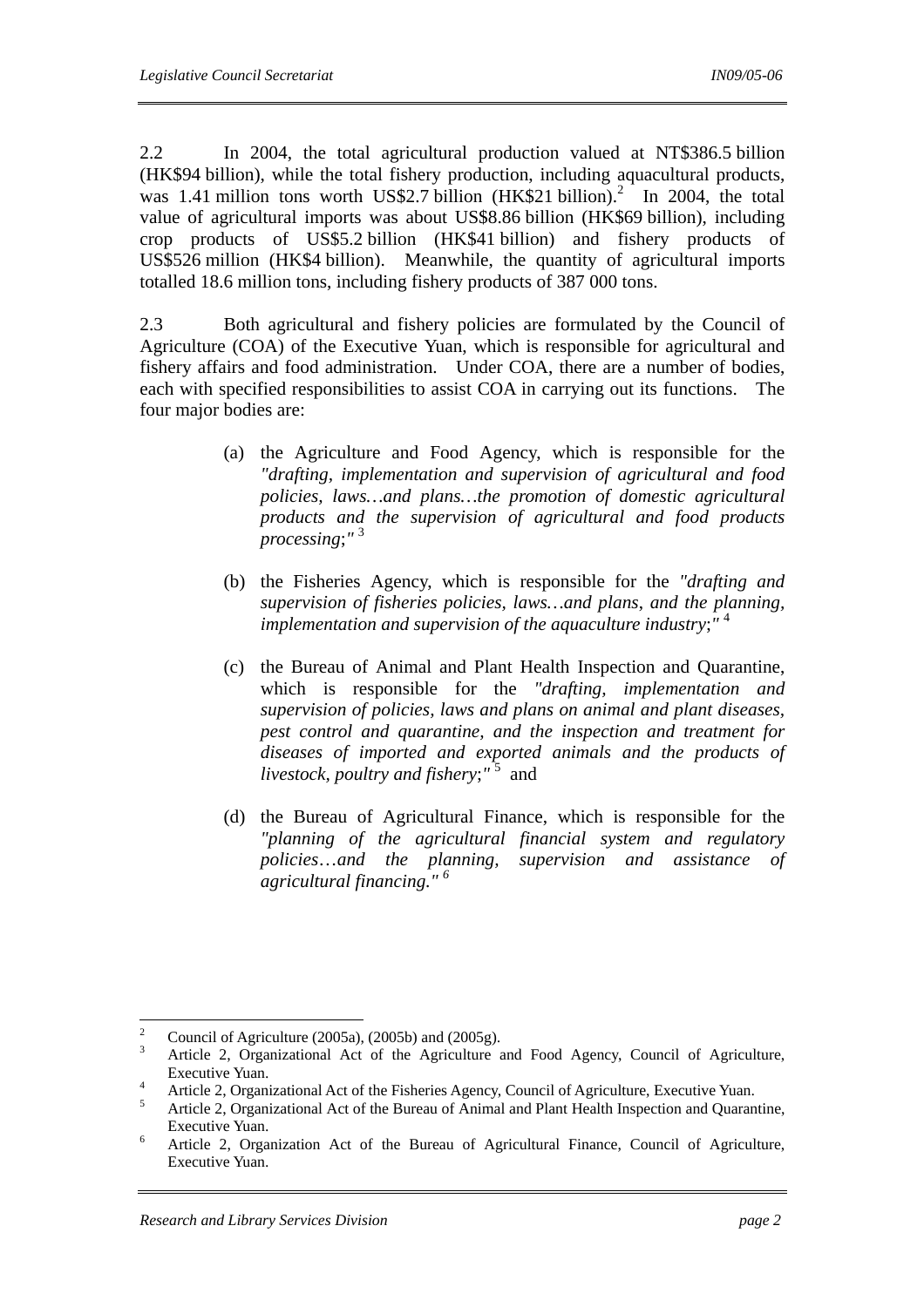2.2 In 2004, the total agricultural production valued at NT$386.5 billion (HK$94 billion), while the total fishery production, including aquacultural products, was 1.41 million tons worth US$2.7 billion (HK$21 billion).[2] In 2004, the total value of agricultural imports was about US$8.86 billion (HK$69 billion), including crop products of US$5.2 billion (HK$41 billion) and fishery products of US$526 million (HK$4 billion). Meanwhile, the quantity of agricultural imports totalled 18.6 million tons, including fishery products of 387 000 tons.

2.3 Both agricultural and fishery policies are formulated by the Council of Agriculture (COA) of the Executive Yuan, which is responsible for agricultural and fishery affairs and food administration. Under COA, there are a number of bodies, each with specified responsibilities to assist COA in carrying out its functions. The four major bodies are:

(a) the Agriculture and Food Agency, which is responsible for the *"drafting, implementation and supervision of agricultural and food policies, laws…and plans…the promotion of domestic agricultural products and the supervision of agricultural and food products processing;"* [3]

(b) the Fisheries Agency, which is responsible for the *"drafting and supervision of fisheries policies, laws…and plans, and the planning, implementation and supervision of the aquaculture industry;"* [4]

(c) the Bureau of Animal and Plant Health Inspection and Quarantine, which is responsible for the *"drafting, implementation and supervision of policies, laws and plans on animal and plant diseases, pest control and quarantine, and the inspection and treatment for diseases of imported and exported animals and the products of livestock, poultry and fishery;"* [5] and

(d) the Bureau of Agricultural Finance, which is responsible for the *"planning of the agricultural financial system and regulatory policies…and the planning, supervision and assistance of agricultural financing."* [6]

---

[2] Council of Agriculture (2005a), (2005b) and (2005g).

[3] Article 2, Organizational Act of the Agriculture and Food Agency, Council of Agriculture, Executive Yuan.

[4] Article 2, Organizational Act of the Fisheries Agency, Council of Agriculture, Executive Yuan.

[5] Article 2, Organizational Act of the Bureau of Animal and Plant Health Inspection and Quarantine, Executive Yuan.

[6] Article 2, Organization Act of the Bureau of Agricultural Finance, Council of Agriculture, Executive Yuan.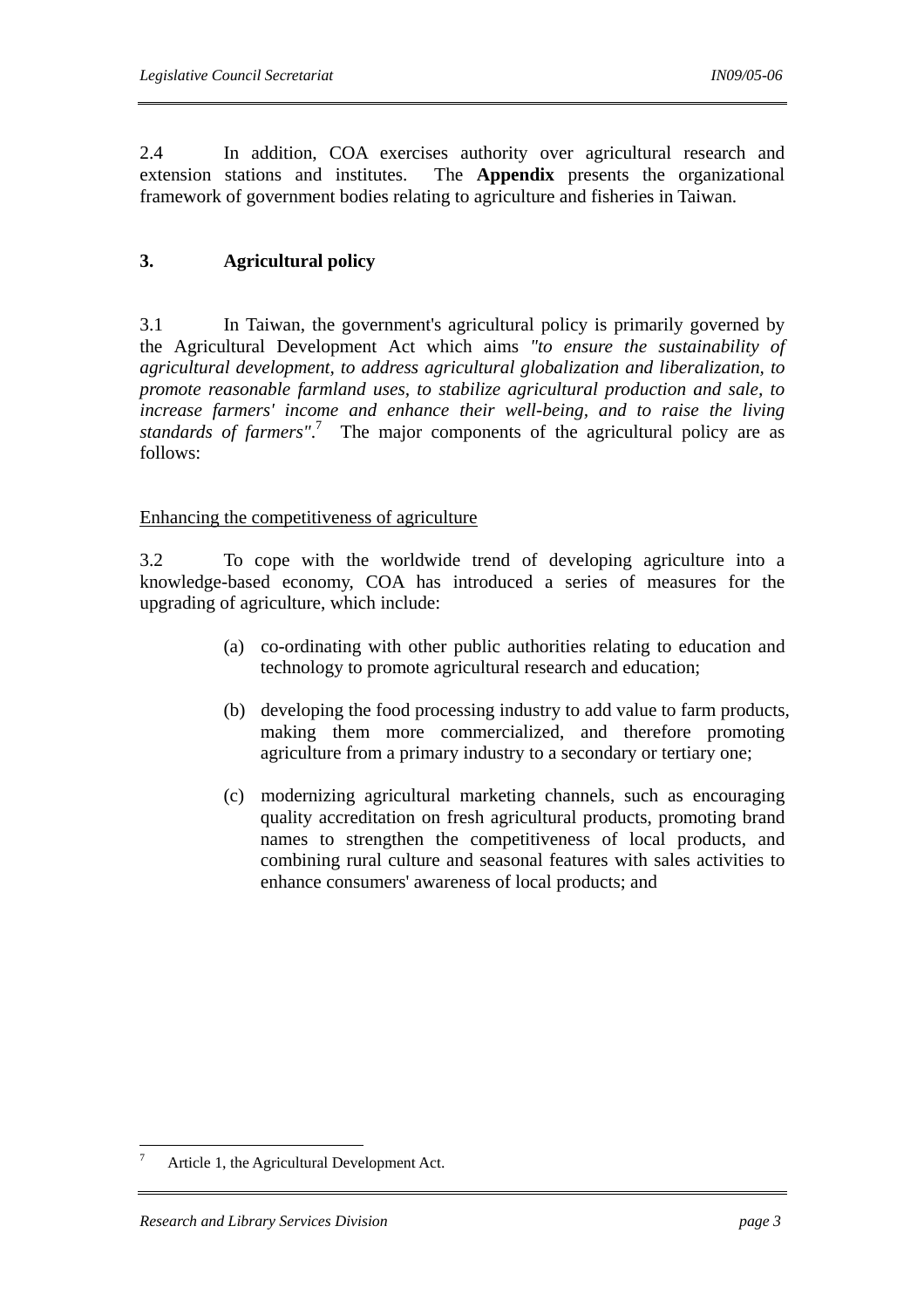2.4 In addition, COA exercises authority over agricultural research and extension stations and institutes. The **Appendix** presents the organizational framework of government bodies relating to agriculture and fisheries in Taiwan.

## 3. Agricultural policy

3.1 In Taiwan, the government's agricultural policy is primarily governed by the Agricultural Development Act which aims *"to ensure the sustainability of agricultural development, to address agricultural globalization and liberalization, to promote reasonable farmland uses, to stabilize agricultural production and sale, to increase farmers' income and enhance their well-being, and to raise the living standards of farmers"*.[7] The major components of the agricultural policy are as follows:

<u>Enhancing the competitiveness of agriculture</u>

3.2 To cope with the worldwide trend of developing agriculture into a knowledge-based economy, COA has introduced a series of measures for the upgrading of agriculture, which include:

(a) co-ordinating with other public authorities relating to education and technology to promote agricultural research and education;

(b) developing the food processing industry to add value to farm products, making them more commercialized, and therefore promoting agriculture from a primary industry to a secondary or tertiary one;

(c) modernizing agricultural marketing channels, such as encouraging quality accreditation on fresh agricultural products, promoting brand names to strengthen the competitiveness of local products, and combining rural culture and seasonal features with sales activities to enhance consumers' awareness of local products; and

---

[7] Article 1, the Agricultural Development Act.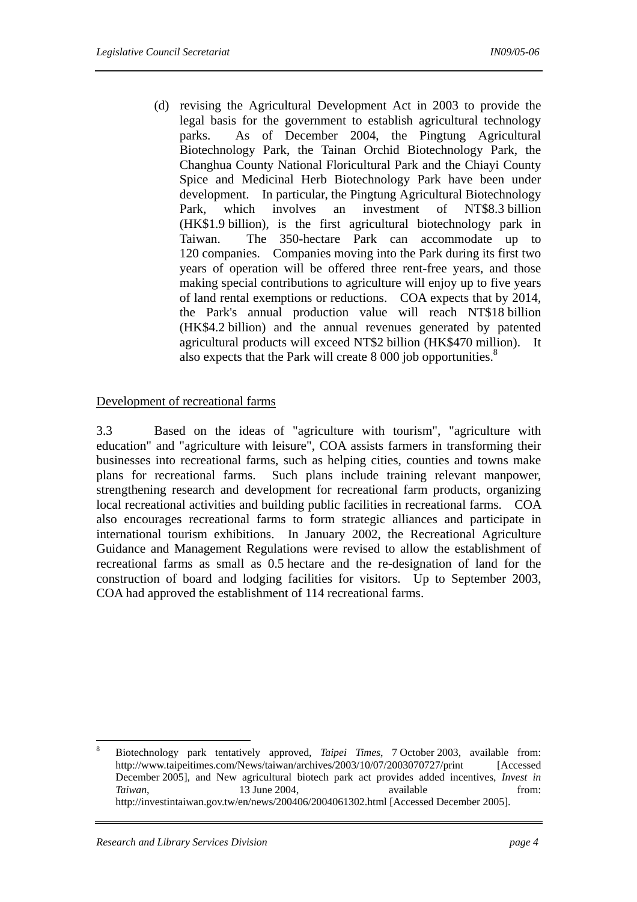(d) revising the Agricultural Development Act in 2003 to provide the legal basis for the government to establish agricultural technology parks. As of December 2004, the Pingtung Agricultural Biotechnology Park, the Tainan Orchid Biotechnology Park, the Changhua County National Floricultural Park and the Chiayi County Spice and Medicinal Herb Biotechnology Park have been under development. In particular, the Pingtung Agricultural Biotechnology Park, which involves an investment of NT$8.3 billion (HK$1.9 billion), is the first agricultural biotechnology park in Taiwan. The 350-hectare Park can accommodate up to 120 companies. Companies moving into the Park during its first two years of operation will be offered three rent-free years, and those making special contributions to agriculture will enjoy up to five years of land rental exemptions or reductions. COA expects that by 2014, the Park's annual production value will reach NT$18 billion (HK$4.2 billion) and the annual revenues generated by patented agricultural products will exceed NT$2 billion (HK$470 million). It also expects that the Park will create 8 000 job opportunities.[8]

Development of recreational farms

3.3 Based on the ideas of "agriculture with tourism", "agriculture with education" and "agriculture with leisure", COA assists farmers in transforming their businesses into recreational farms, such as helping cities, counties and towns make plans for recreational farms. Such plans include training relevant manpower, strengthening research and development for recreational farm products, organizing local recreational activities and building public facilities in recreational farms. COA also encourages recreational farms to form strategic alliances and participate in international tourism exhibitions. In January 2002, the Recreational Agriculture Guidance and Management Regulations were revised to allow the establishment of recreational farms as small as 0.5 hectare and the re-designation of land for the construction of board and lodging facilities for visitors. Up to September 2003, COA had approved the establishment of 114 recreational farms.

---

[8] Biotechnology park tentatively approved, *Taipei Times*, 7 October 2003, available from: http://www.taipeitimes.com/News/taiwan/archives/2003/10/07/2003070727/print [Accessed December 2005], and New agricultural biotech park act provides added incentives, *Invest in Taiwan*, 13 June 2004, available from: http://investintaiwan.gov.tw/en/news/200406/2004061302.html [Accessed December 2005].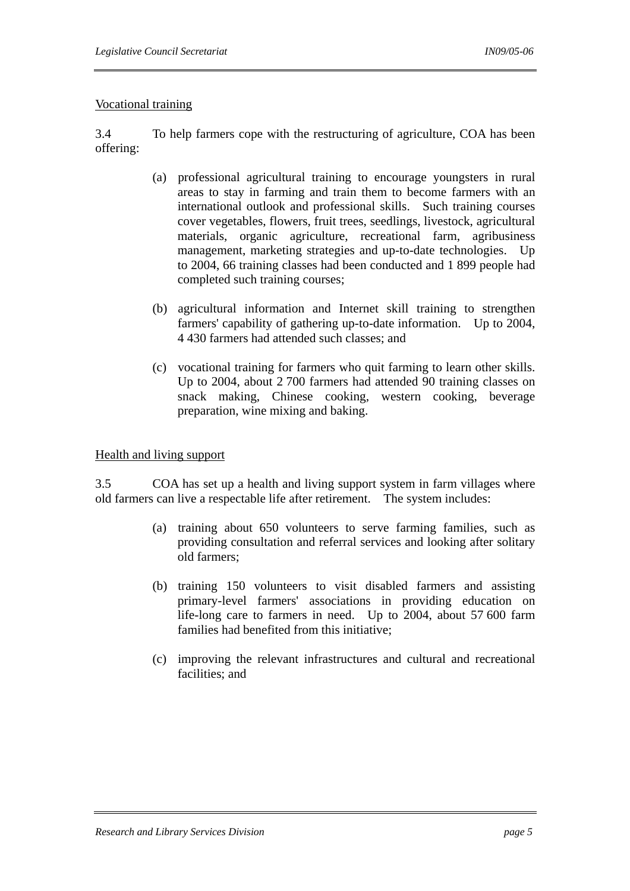Vocational training

3.4 To help farmers cope with the restructuring of agriculture, COA has been offering:

(a) professional agricultural training to encourage youngsters in rural areas to stay in farming and train them to become farmers with an international outlook and professional skills. Such training courses cover vegetables, flowers, fruit trees, seedlings, livestock, agricultural materials, organic agriculture, recreational farm, agribusiness management, marketing strategies and up-to-date technologies. Up to 2004, 66 training classes had been conducted and 1 899 people had completed such training courses;

(b) agricultural information and Internet skill training to strengthen farmers' capability of gathering up-to-date information. Up to 2004, 4 430 farmers had attended such classes; and

(c) vocational training for farmers who quit farming to learn other skills. Up to 2004, about 2 700 farmers had attended 90 training classes on snack making, Chinese cooking, western cooking, beverage preparation, wine mixing and baking.

Health and living support

3.5 COA has set up a health and living support system in farm villages where old farmers can live a respectable life after retirement. The system includes:

(a) training about 650 volunteers to serve farming families, such as providing consultation and referral services and looking after solitary old farmers;

(b) training 150 volunteers to visit disabled farmers and assisting primary-level farmers' associations in providing education on life-long care to farmers in need. Up to 2004, about 57 600 farm families had benefited from this initiative;

(c) improving the relevant infrastructures and cultural and recreational facilities; and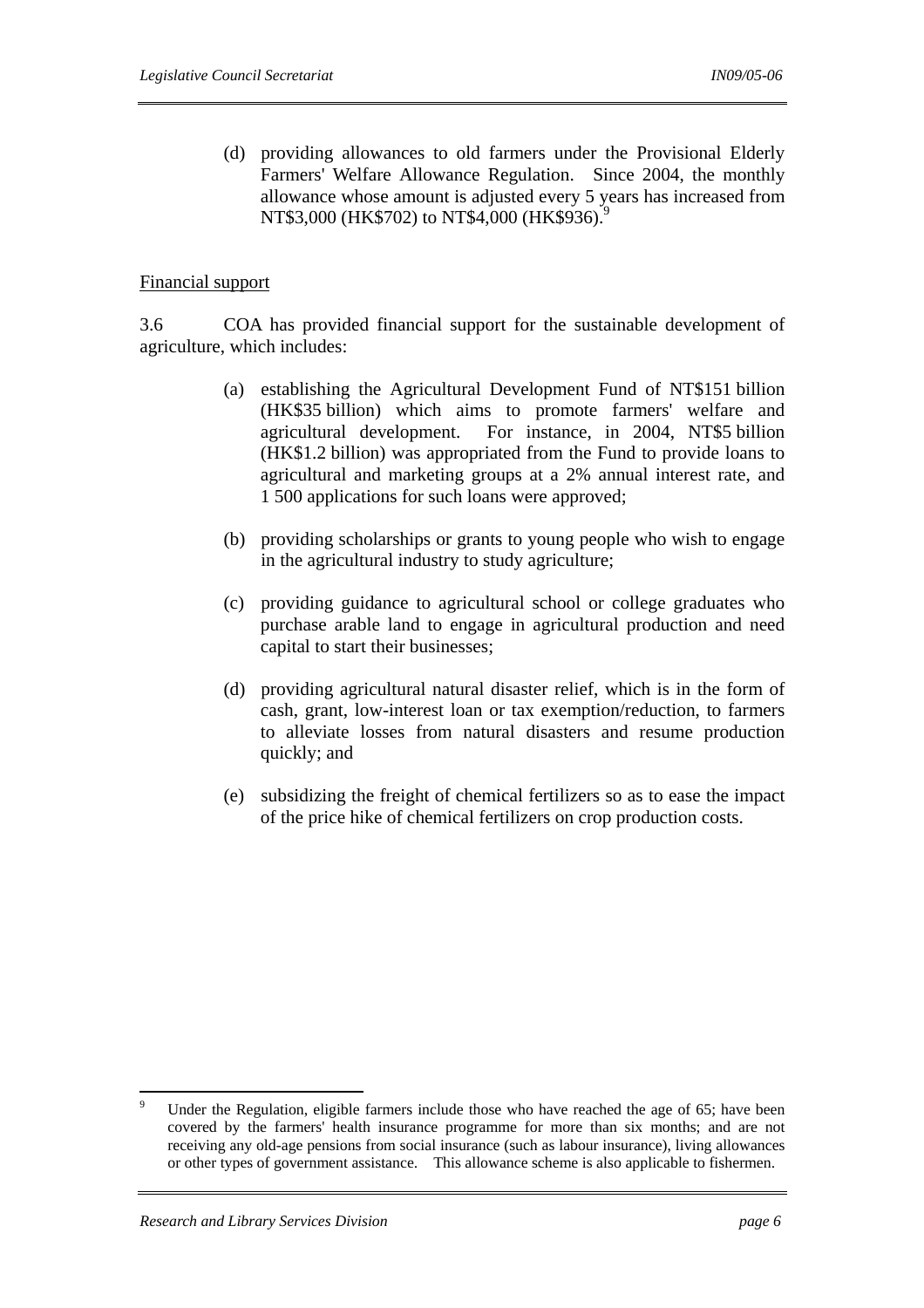(d) providing allowances to old farmers under the Provisional Elderly Farmers' Welfare Allowance Regulation. Since 2004, the monthly allowance whose amount is adjusted every 5 years has increased from NT$3,000 (HK$702) to NT$4,000 (HK$936).[9]

Financial support

3.6 COA has provided financial support for the sustainable development of agriculture, which includes:

(a) establishing the Agricultural Development Fund of NT$151 billion (HK$35 billion) which aims to promote farmers' welfare and agricultural development. For instance, in 2004, NT$5 billion (HK$1.2 billion) was appropriated from the Fund to provide loans to agricultural and marketing groups at a 2% annual interest rate, and 1 500 applications for such loans were approved;

(b) providing scholarships or grants to young people who wish to engage in the agricultural industry to study agriculture;

(c) providing guidance to agricultural school or college graduates who purchase arable land to engage in agricultural production and need capital to start their businesses;

(d) providing agricultural natural disaster relief, which is in the form of cash, grant, low-interest loan or tax exemption/reduction, to farmers to alleviate losses from natural disasters and resume production quickly; and

(e) subsidizing the freight of chemical fertilizers so as to ease the impact of the price hike of chemical fertilizers on crop production costs.

---

[9] Under the Regulation, eligible farmers include those who have reached the age of 65; have been covered by the farmers' health insurance programme for more than six months; and are not receiving any old-age pensions from social insurance (such as labour insurance), living allowances or other types of government assistance. This allowance scheme is also applicable to fishermen.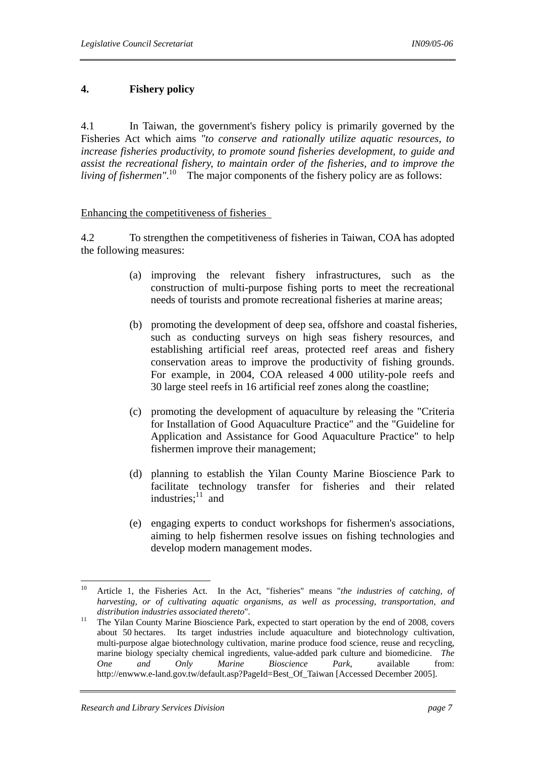## 4. Fishery policy

4.1 In Taiwan, the government's fishery policy is primarily governed by the Fisheries Act which aims *"to conserve and rationally utilize aquatic resources, to increase fisheries productivity, to promote sound fisheries development, to guide and assist the recreational fishery, to maintain order of the fisheries, and to improve the living of fishermen"*.[10] The major components of the fishery policy are as follows:

<u>Enhancing the competitiveness of fisheries</u>

4.2 To strengthen the competitiveness of fisheries in Taiwan, COA has adopted the following measures:

(a) improving the relevant fishery infrastructures, such as the construction of multi-purpose fishing ports to meet the recreational needs of tourists and promote recreational fisheries at marine areas;

(b) promoting the development of deep sea, offshore and coastal fisheries, such as conducting surveys on high seas fishery resources, and establishing artificial reef areas, protected reef areas and fishery conservation areas to improve the productivity of fishing grounds. For example, in 2004, COA released 4 000 utility-pole reefs and 30 large steel reefs in 16 artificial reef zones along the coastline;

(c) promoting the development of aquaculture by releasing the "Criteria for Installation of Good Aquaculture Practice" and the "Guideline for Application and Assistance for Good Aquaculture Practice" to help fishermen improve their management;

(d) planning to establish the Yilan County Marine Bioscience Park to facilitate technology transfer for fisheries and their related industries;[11] and

(e) engaging experts to conduct workshops for fishermen's associations, aiming to help fishermen resolve issues on fishing technologies and develop modern management modes.

---

[10] Article 1, the Fisheries Act. In the Act, "fisheries" means "*the industries of catching, of harvesting, or of cultivating aquatic organisms, as well as processing, transportation, and distribution industries associated thereto*".

[11] The Yilan County Marine Bioscience Park, expected to start operation by the end of 2008, covers about 50 hectares. Its target industries include aquaculture and biotechnology cultivation, multi-purpose algae biotechnology cultivation, marine produce food science, reuse and recycling, marine biology specialty chemical ingredients, value-added park culture and biomedicine. *The One and Only Marine Bioscience Park*, available from: http://enwww.e-land.gov.tw/default.asp?PageId=Best_Of_Taiwan [Accessed December 2005].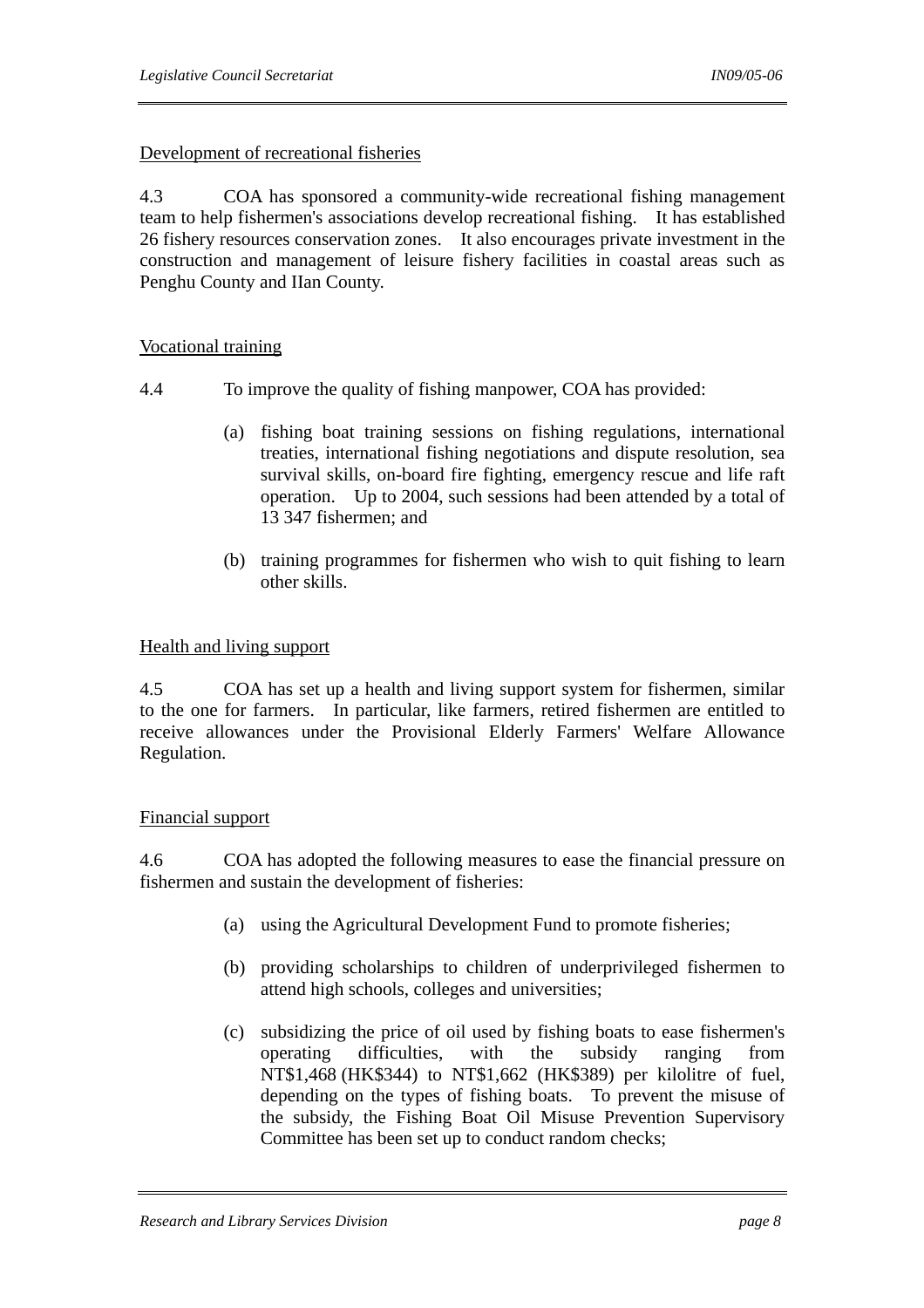Development of recreational fisheries

4.3 COA has sponsored a community-wide recreational fishing management team to help fishermen's associations develop recreational fishing. It has established 26 fishery resources conservation zones. It also encourages private investment in the construction and management of leisure fishery facilities in coastal areas such as Penghu County and IIan County.

Vocational training

4.4 To improve the quality of fishing manpower, COA has provided:

(a) fishing boat training sessions on fishing regulations, international treaties, international fishing negotiations and dispute resolution, sea survival skills, on-board fire fighting, emergency rescue and life raft operation. Up to 2004, such sessions had been attended by a total of 13 347 fishermen; and

(b) training programmes for fishermen who wish to quit fishing to learn other skills.

Health and living support

4.5 COA has set up a health and living support system for fishermen, similar to the one for farmers. In particular, like farmers, retired fishermen are entitled to receive allowances under the Provisional Elderly Farmers' Welfare Allowance Regulation.

Financial support

4.6 COA has adopted the following measures to ease the financial pressure on fishermen and sustain the development of fisheries:

(a) using the Agricultural Development Fund to promote fisheries;

(b) providing scholarships to children of underprivileged fishermen to attend high schools, colleges and universities;

(c) subsidizing the price of oil used by fishing boats to ease fishermen's operating difficulties, with the subsidy ranging from NT$1,468 (HK$344) to NT$1,662 (HK$389) per kilolitre of fuel, depending on the types of fishing boats. To prevent the misuse of the subsidy, the Fishing Boat Oil Misuse Prevention Supervisory Committee has been set up to conduct random checks;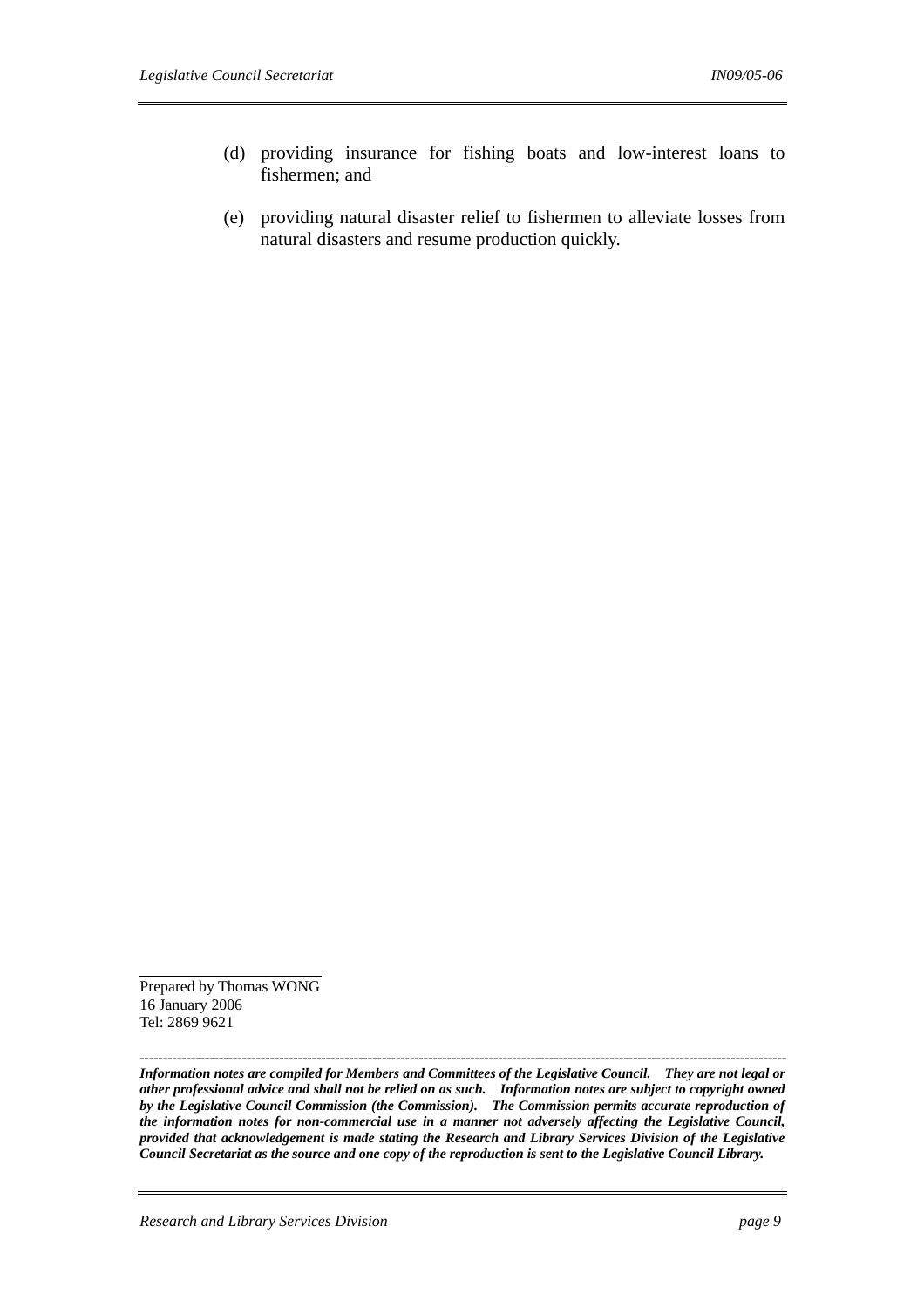(d) providing insurance for fishing boats and low-interest loans to fishermen; and

(e) providing natural disaster relief to fishermen to alleviate losses from natural disasters and resume production quickly.

Prepared by Thomas WONG
16 January 2006
Tel: 2869 9621

---

***Information notes are compiled for Members and Committees of the Legislative Council. They are not legal or other professional advice and shall not be relied on as such. Information notes are subject to copyright owned by the Legislative Council Commission (the Commission). The Commission permits accurate reproduction of the information notes for non-commercial use in a manner not adversely affecting the Legislative Council, provided that acknowledgement is made stating the Research and Library Services Division of the Legislative Council Secretariat as the source and one copy of the reproduction is sent to the Legislative Council Library.***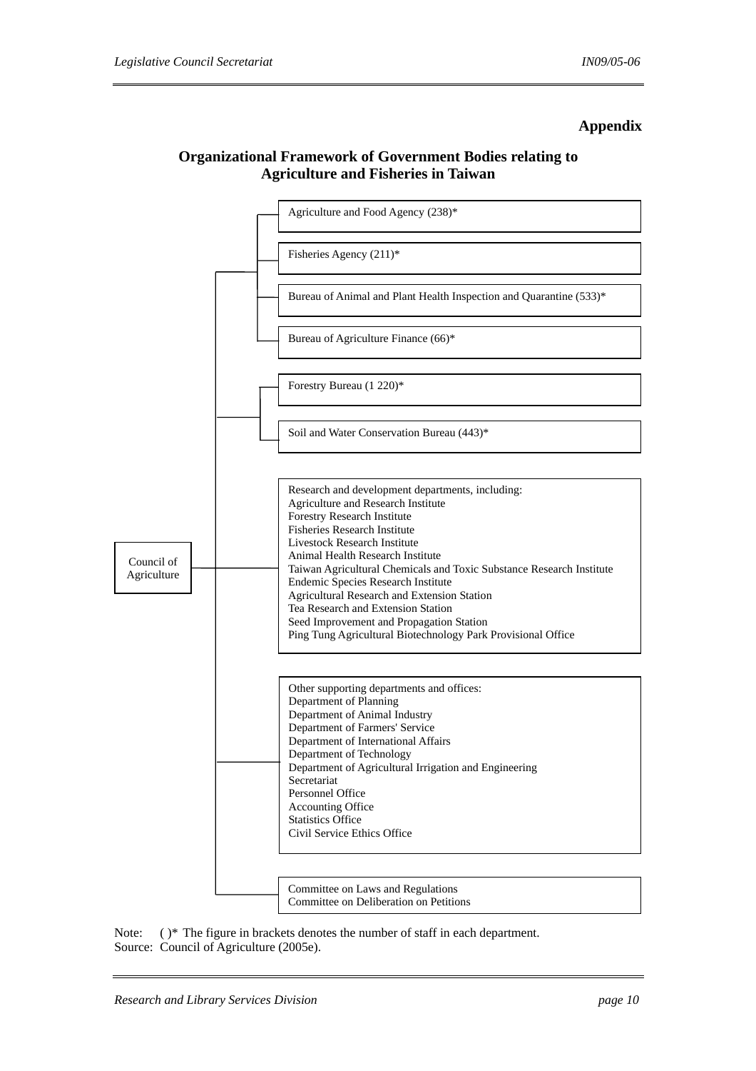**Appendix**

## Organizational Framework of Government Bodies relating to Agriculture and Fisheries in Taiwan

- Council of Agriculture
  - Agriculture and Food Agency (238)*
  - Fisheries Agency (211)*
  - Bureau of Animal and Plant Health Inspection and Quarantine (533)*
  - Bureau of Agriculture Finance (66)*
  - Forestry Bureau (1 220)*
  - Soil and Water Conservation Bureau (443)*
  - Research and development departments, including:
    - Agriculture and Research Institute
    - Forestry Research Institute
    - Fisheries Research Institute
    - Livestock Research Institute
    - Animal Health Research Institute
    - Taiwan Agricultural Chemicals and Toxic Substance Research Institute
    - Endemic Species Research Institute
    - Agricultural Research and Extension Station
    - Tea Research and Extension Station
    - Seed Improvement and Propagation Station
    - Ping Tung Agricultural Biotechnology Park Provisional Office
  - Other supporting departments and offices:
    - Department of Planning
    - Department of Animal Industry
    - Department of Farmers' Service
    - Department of International Affairs
    - Department of Technology
    - Department of Agricultural Irrigation and Engineering
    - Secretariat
    - Personnel Office
    - Accounting Office
    - Statistics Office
    - Civil Service Ethics Office
  - Committee on Laws and Regulations
  - Committee on Deliberation on Petitions

Note: ( )* The figure in brackets denotes the number of staff in each department.
Source: Council of Agriculture (2005e).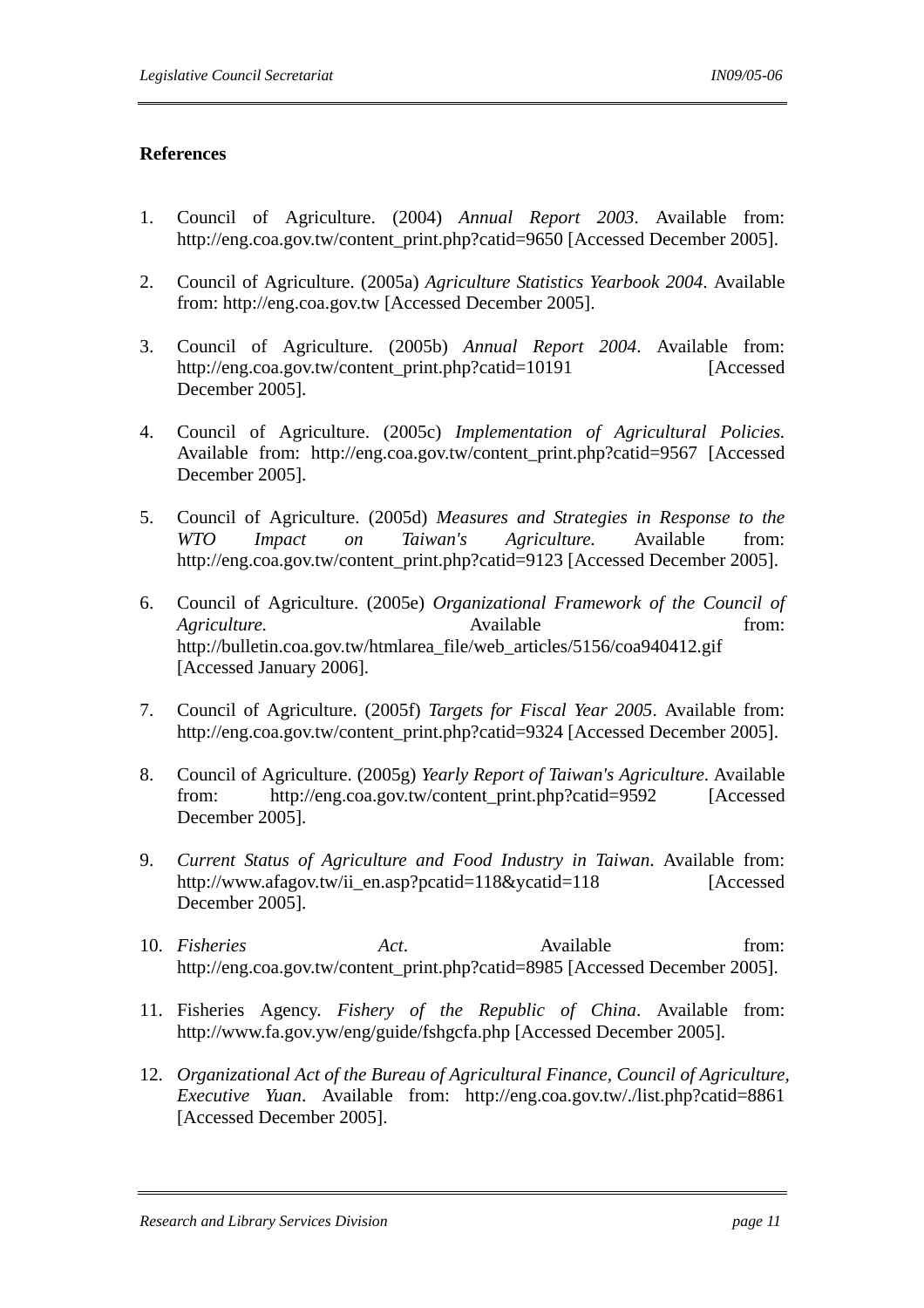**References**

1. Council of Agriculture. (2004) *Annual Report 2003*. Available from: http://eng.coa.gov.tw/content_print.php?catid=9650 [Accessed December 2005].

2. Council of Agriculture. (2005a) *Agriculture Statistics Yearbook 2004*. Available from: http://eng.coa.gov.tw [Accessed December 2005].

3. Council of Agriculture. (2005b) *Annual Report 2004*. Available from: http://eng.coa.gov.tw/content_print.php?catid=10191 [Accessed December 2005].

4. Council of Agriculture. (2005c) *Implementation of Agricultural Policies*. Available from: http://eng.coa.gov.tw/content_print.php?catid=9567 [Accessed December 2005].

5. Council of Agriculture. (2005d) *Measures and Strategies in Response to the WTO Impact on Taiwan's Agriculture.* Available from: http://eng.coa.gov.tw/content_print.php?catid=9123 [Accessed December 2005].

6. Council of Agriculture. (2005e) *Organizational Framework of the Council of Agriculture.* Available from: http://bulletin.coa.gov.tw/htmlarea_file/web_articles/5156/coa940412.gif [Accessed January 2006].

7. Council of Agriculture. (2005f) *Targets for Fiscal Year 2005*. Available from: http://eng.coa.gov.tw/content_print.php?catid=9324 [Accessed December 2005].

8. Council of Agriculture. (2005g) *Yearly Report of Taiwan's Agriculture*. Available from: http://eng.coa.gov.tw/content_print.php?catid=9592 [Accessed December 2005].

9. *Current Status of Agriculture and Food Industry in Taiwan*. Available from: http://www.afagov.tw/ii_en.asp?pcatid=118&ycatid=118 [Accessed December 2005].

10. *Fisheries Act*. Available from: http://eng.coa.gov.tw/content_print.php?catid=8985 [Accessed December 2005].

11. Fisheries Agency. *Fishery of the Republic of China*. Available from: http://www.fa.gov.yw/eng/guide/fshgcfa.php [Accessed December 2005].

12. *Organizational Act of the Bureau of Agricultural Finance, Council of Agriculture, Executive Yuan*. Available from: http://eng.coa.gov.tw/./list.php?catid=8861 [Accessed December 2005].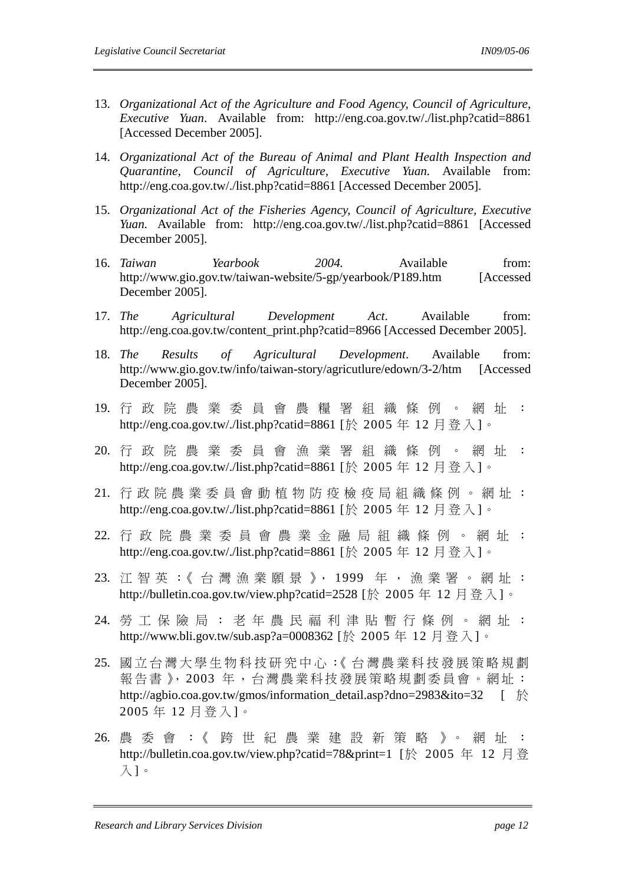13. *Organizational Act of the Agriculture and Food Agency, Council of Agriculture, Executive Yuan*. Available from: http://eng.coa.gov.tw/./list.php?catid=8861 [Accessed December 2005].

14. *Organizational Act of the Bureau of Animal and Plant Health Inspection and Quarantine, Council of Agriculture, Executive Yuan.* Available from: http://eng.coa.gov.tw/./list.php?catid=8861 [Accessed December 2005].

15. *Organizational Act of the Fisheries Agency, Council of Agriculture, Executive Yuan.* Available from: http://eng.coa.gov.tw/./list.php?catid=8861 [Accessed December 2005].

16. *Taiwan Yearbook 2004.* Available from: http://www.gio.gov.tw/taiwan-website/5-gp/yearbook/P189.htm [Accessed December 2005].

17. *The Agricultural Development Act*. Available from: http://eng.coa.gov.tw/content_print.php?catid=8966 [Accessed December 2005].

18. *The Results of Agricultural Development*. Available from: http://www.gio.gov.tw/info/taiwan-story/agricutlure/edown/3-2/htm [Accessed December 2005].

19. 行政院農業委員會農糧署組織條例。網址：http://eng.coa.gov.tw/./list.php?catid=8861 [於 2005 年 12 月登入]。

20. 行政院農業委員會漁業署組織條例。網址：http://eng.coa.gov.tw/./list.php?catid=8861 [於 2005 年 12 月登入]。

21. 行政院農業委員會動植物防疫檢疫局組織條例。網址：http://eng.coa.gov.tw/./list.php?catid=8861 [於 2005 年 12 月登入]。

22. 行政院農業委員會農業金融局組織條例。網址：http://eng.coa.gov.tw/./list.php?catid=8861 [於 2005 年 12 月登入]。

23. 江智英：《台灣漁業願景》，1999 年，漁業署。網址：http://bulletin.coa.gov.tw/view.php?catid=2528 [於 2005 年 12 月登入]。

24. 勞工保險局：老年農民福利津貼暫行條例。網址：http://www.bli.gov.tw/sub.asp?a=0008362 [於 2005 年 12 月登入]。

25. 國立台灣大學生物科技研究中心：《台灣農業科技發展策略規劃報告書》，2003 年，台灣農業科技發展策略規劃委員會。網址：http://agbio.coa.gov.tw/gmos/information_detail.asp?dno=2983&ito=32 [於 2005 年 12 月登入]。

26. 農委會：《跨世紀農業建設新策略》。網址：http://bulletin.coa.gov.tw/view.php?catid=78&print=1 [於 2005 年 12 月登入]。